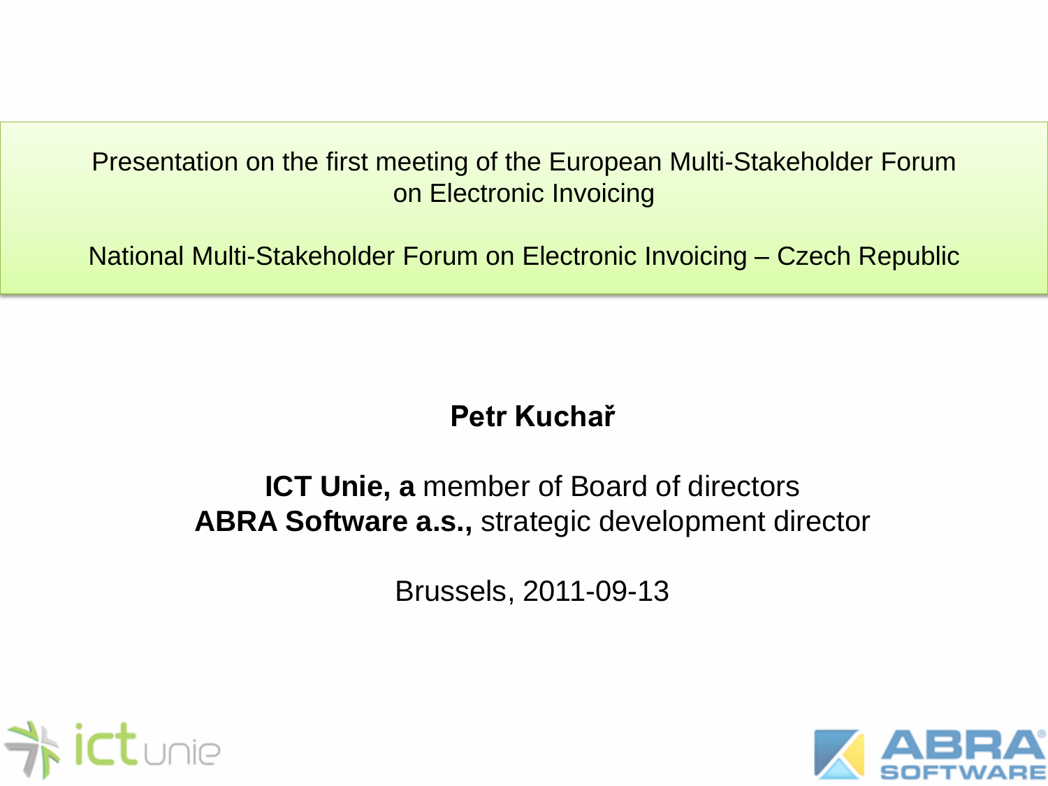Presentation on the first meeting of the European Multi-Stakeholder Forum on Electronic Invoicing

National Multi-Stakeholder Forum on Electronic Invoicing – Czech Republic

**Petr Kuchař**

**ICT Unie, a** member of Board of directors
**ABRA Software a.s.,** strategic development director

Brussels, 2011-09-13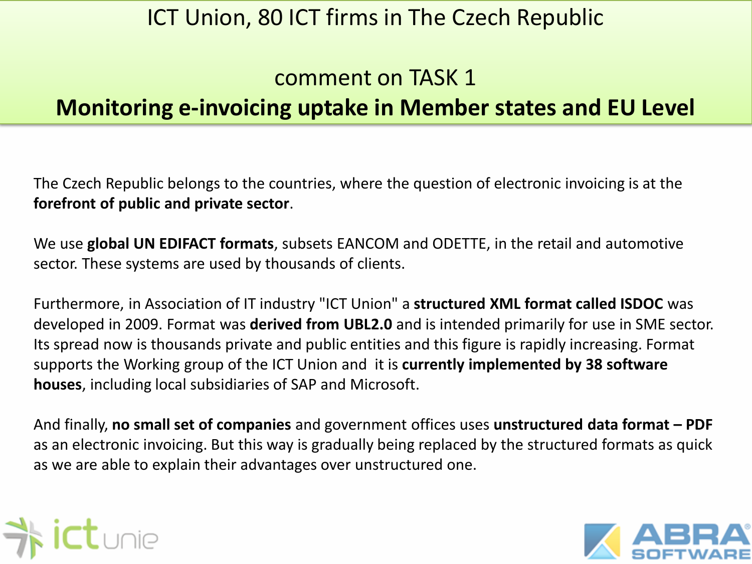# ICT Union, 80 ICT firms in The Czech Republic

## comment on TASK 1
## **Monitoring e-invoicing uptake in Member states and EU Level**

The Czech Republic belongs to the countries, where the question of electronic invoicing is at the **forefront of public and private sector**.

We use **global UN EDIFACT formats**, subsets EANCOM and ODETTE, in the retail and automotive sector. These systems are used by thousands of clients.

Furthermore, in Association of IT industry "ICT Union" a **structured XML format called ISDOC** was developed in 2009. Format was **derived from UBL2.0** and is intended primarily for use in SME sector. Its spread now is thousands private and public entities and this figure is rapidly increasing. Format supports the Working group of the ICT Union and it is **currently implemented by 38 software houses**, including local subsidiaries of SAP and Microsoft.

And finally, **no small set of companies** and government offices uses **unstructured data format – PDF** as an electronic invoicing. But this way is gradually being replaced by the structured formats as quick as we are able to explain their advantages over unstructured one.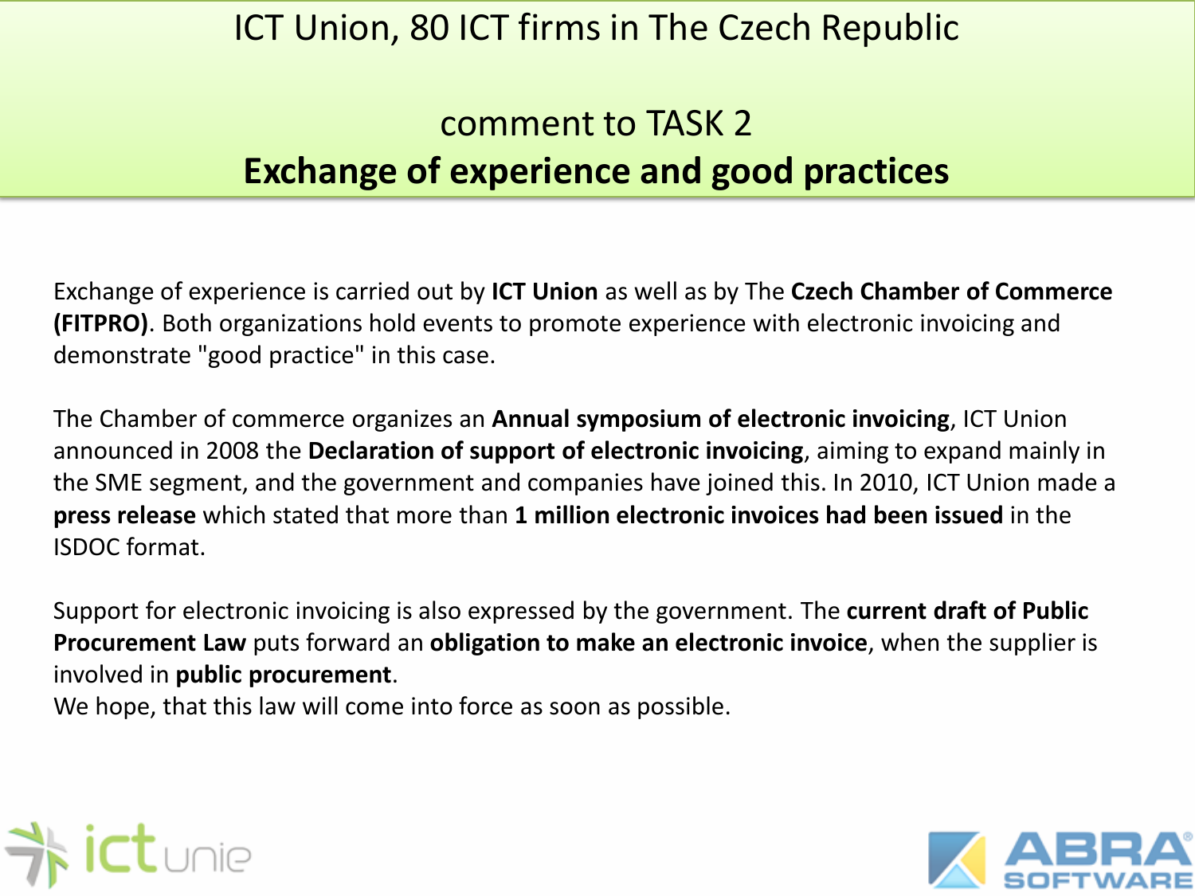# ICT Union, 80 ICT firms in The Czech Republic

## comment to TASK 2

## **Exchange of experience and good practices**

Exchange of experience is carried out by **ICT Union** as well as by The **Czech Chamber of Commerce (FITPRO)**. Both organizations hold events to promote experience with electronic invoicing and demonstrate "good practice" in this case.

The Chamber of commerce organizes an **Annual symposium of electronic invoicing**, ICT Union announced in 2008 the **Declaration of support of electronic invoicing**, aiming to expand mainly in the SME segment, and the government and companies have joined this. In 2010, ICT Union made a **press release** which stated that more than **1 million electronic invoices had been issued** in the ISDOC format.

Support for electronic invoicing is also expressed by the government. The **current draft of Public Procurement Law** puts forward an **obligation to make an electronic invoice**, when the supplier is involved in **public procurement**.

We hope, that this law will come into force as soon as possible.

ictunie

ABRA SOFTWARE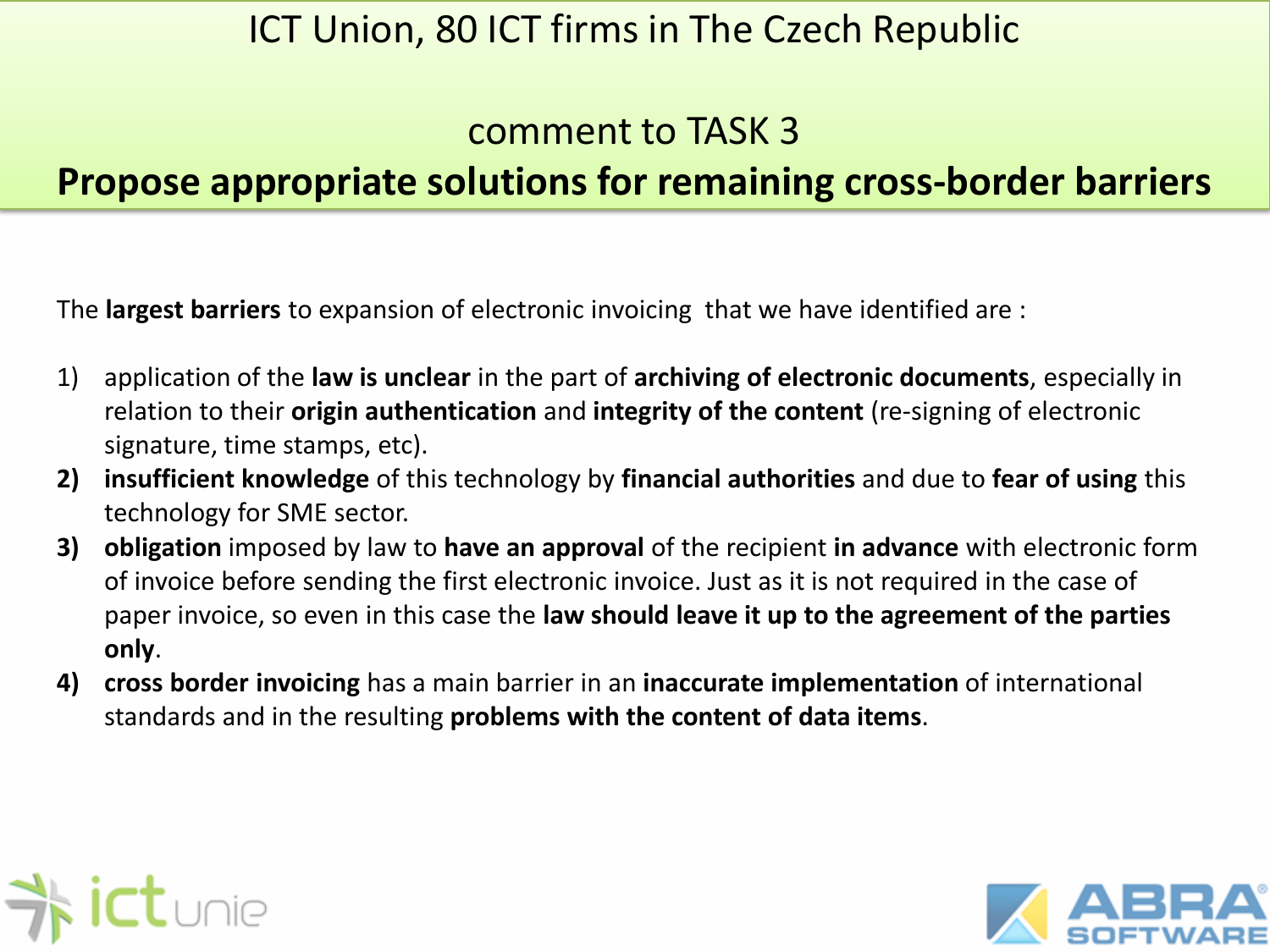# ICT Union, 80 ICT firms in The Czech Republic

## comment to TASK 3

## Propose appropriate solutions for remaining cross-border barriers

The **largest barriers** to expansion of electronic invoicing that we have identified are :

1) application of the **law is unclear** in the part of **archiving of electronic documents**, especially in relation to their **origin authentication** and **integrity of the content** (re-signing of electronic signature, time stamps, etc).
2) **insufficient knowledge** of this technology by **financial authorities** and due to **fear of using** this technology for SME sector.
3) **obligation** imposed by law to **have an approval** of the recipient **in advance** with electronic form of invoice before sending the first electronic invoice. Just as it is not required in the case of paper invoice, so even in this case the **law should leave it up to the agreement of the parties only**.
4) **cross border invoicing** has a main barrier in an **inaccurate implementation** of international standards and in the resulting **problems with the content of data items**.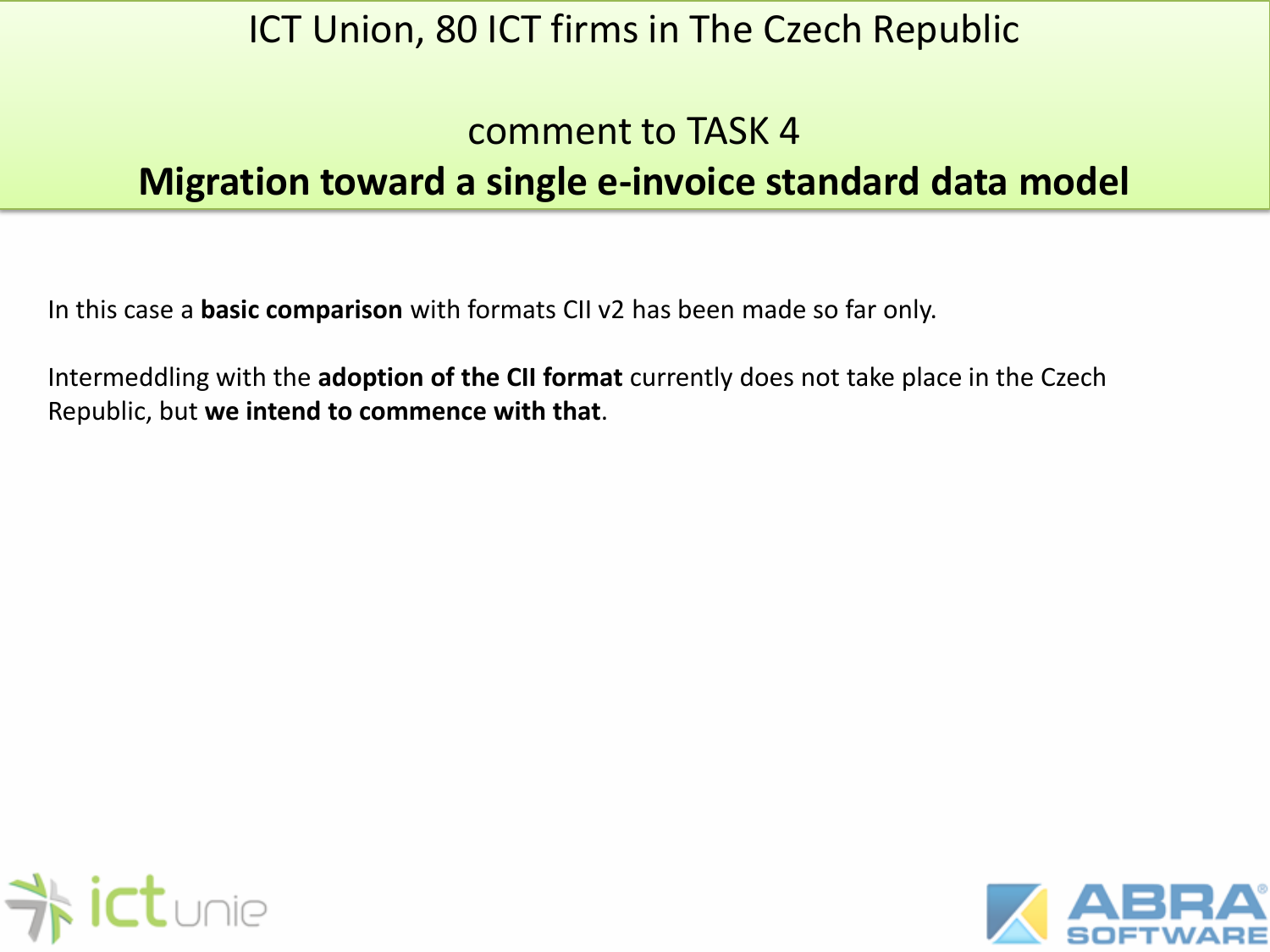ICT Union, 80 ICT firms in The Czech Republic

comment to TASK 4

# Migration toward a single e-invoice standard data model

In this case a **basic comparison** with formats CII v2 has been made so far only.

Intermeddling with the **adoption of the CII format** currently does not take place in the Czech Republic, but **we intend to commence with that**.